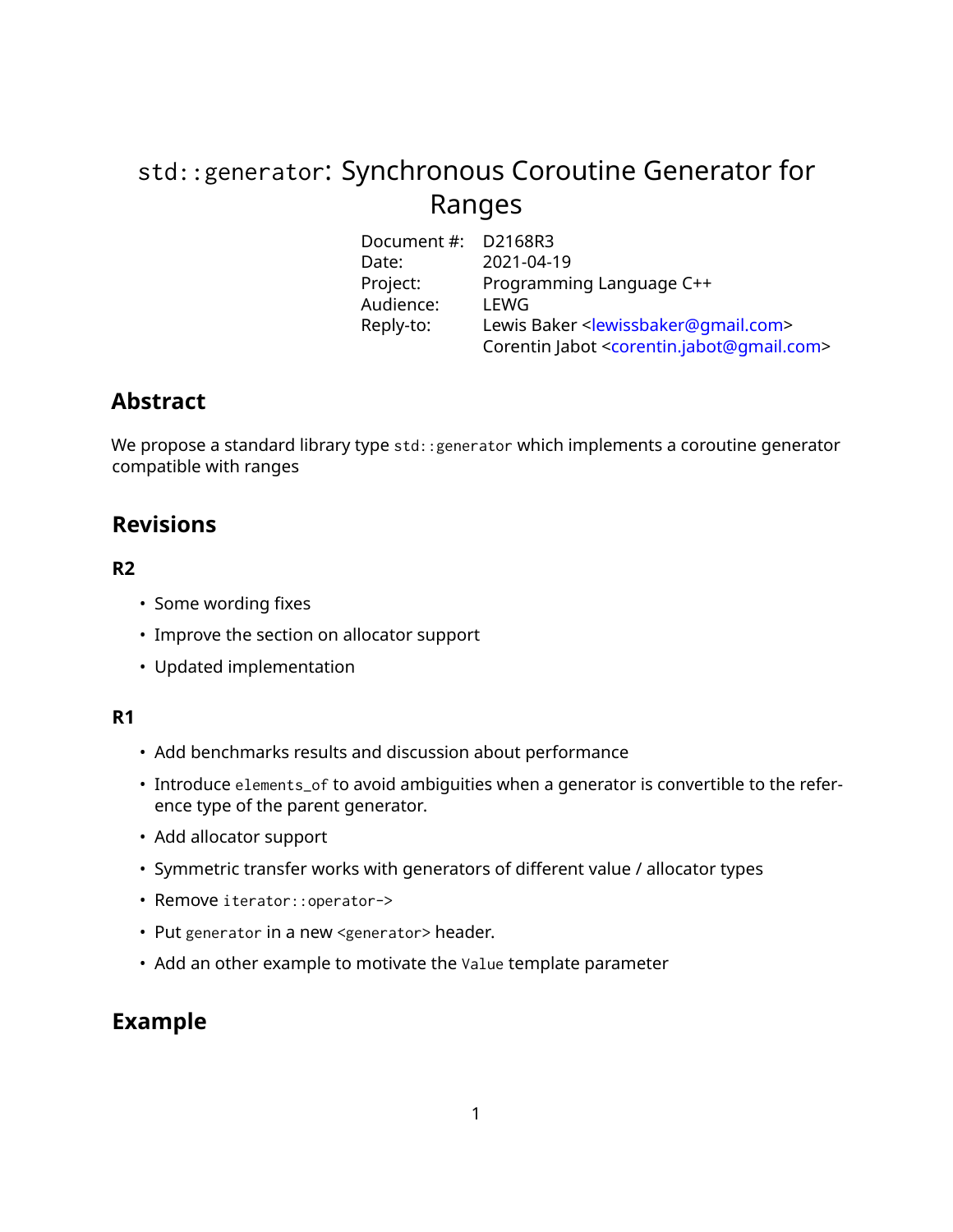# `std::generator`: Synchronous Coroutine Generator for Ranges

| | |
|---|---|
| Document #: | D2168R3 |
| Date: | 2021-04-19 |
| Project: | Programming Language C++ |
| Audience: | LEWG |
| Reply-to: | Lewis Baker <lewissbaker@gmail.com><br>Corentin Jabot <corentin.jabot@gmail.com> |

## Abstract

We propose a standard library type `std::generator` which implements a coroutine generator compatible with ranges

## Revisions

### R2

- Some wording fixes
- Improve the section on allocator support
- Updated implementation

### R1

- Add benchmarks results and discussion about performance
- Introduce `elements_of` to avoid ambiguities when a generator is convertible to the reference type of the parent generator.
- Add allocator support
- Symmetric transfer works with generators of different value / allocator types
- Remove `iterator::operator->`
- Put `generator` in a new `<generator>` header.
- Add an other example to motivate the `Value` template parameter

## Example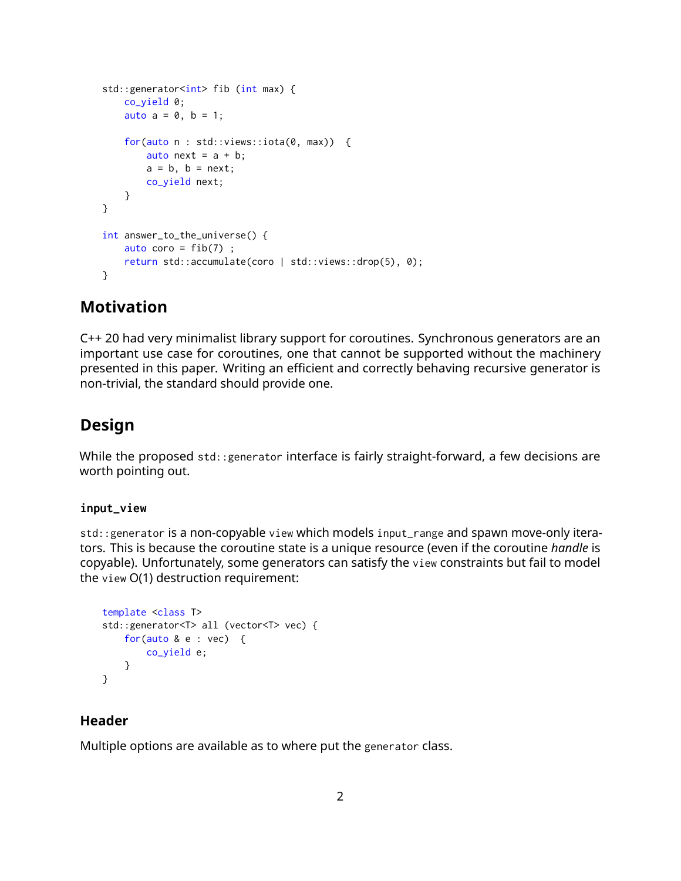```cpp
std::generator<int> fib (int max) {
    co_yield 0;
    auto a = 0, b = 1;

    for(auto n : std::views::iota(0, max))  {
        auto next = a + b;
        a = b, b = next;
        co_yield next;
    }
}

int answer_to_the_universe() {
    auto coro = fib(7) ;
    return std::accumulate(coro | std::views::drop(5), 0);
}
```

## Motivation

C++ 20 had very minimalist library support for coroutines. Synchronous generators are an important use case for coroutines, one that cannot be supported without the machinery presented in this paper. Writing an efficient and correctly behaving recursive generator is non-trivial, the standard should provide one.

## Design

While the proposed `std::generator` interface is fairly straight-forward, a few decisions are worth pointing out.

### `input_view`

`std::generator` is a non-copyable `view` which models `input_range` and spawn move-only iterators. This is because the coroutine state is a unique resource (even if the coroutine *handle* is copyable). Unfortunately, some generators can satisfy the `view` constraints but fail to model the `view` O(1) destruction requirement:

```cpp
template <class T>
std::generator<T> all (vector<T> vec) {
    for(auto & e : vec)  {
        co_yield e;
    }
}
```

### Header

Multiple options are available as to where put the `generator` class.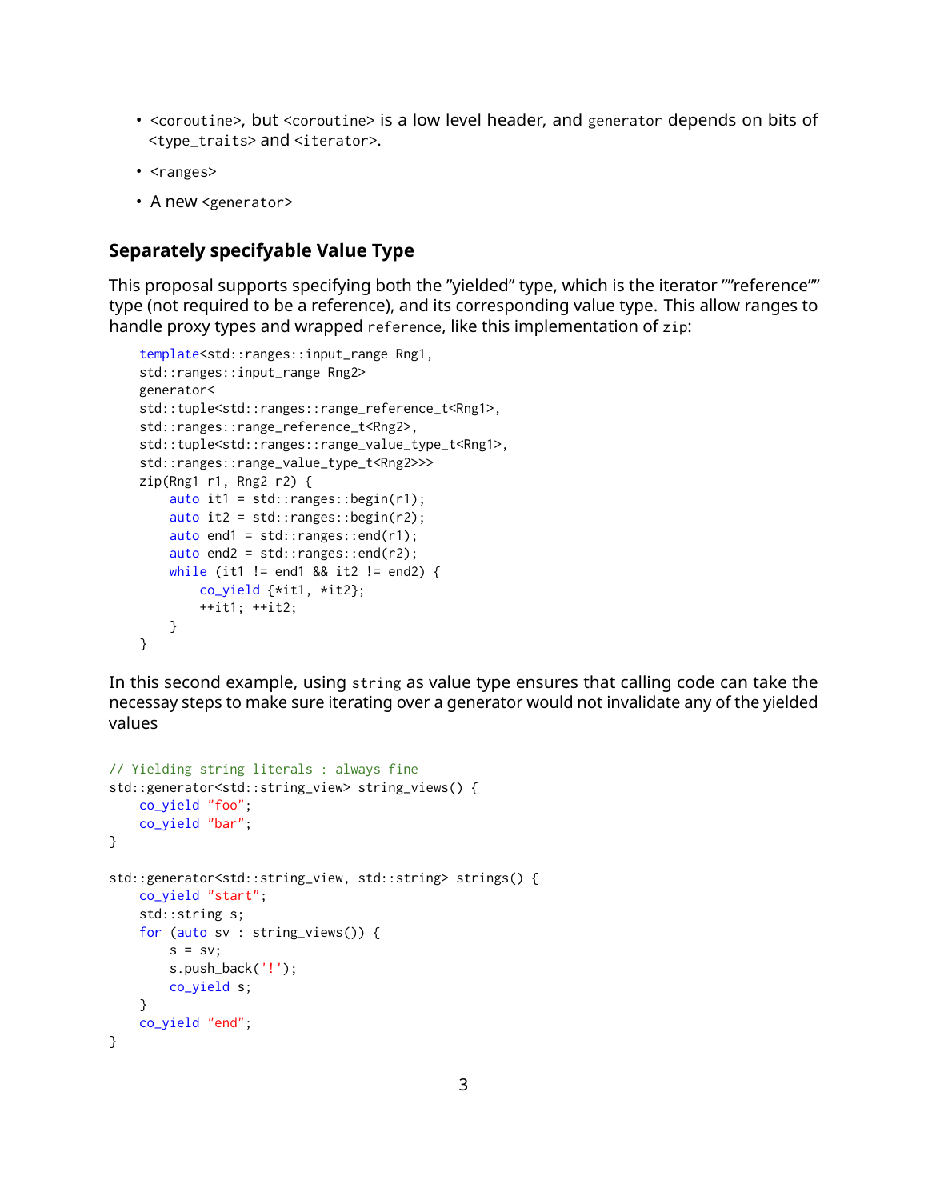- `<coroutine>`, but `<coroutine>` is a low level header, and `generator` depends on bits of `<type_traits>` and `<iterator>`.
- `<ranges>`
- A new `<generator>`

### Separately specifyable Value Type

This proposal supports specifying both the "yielded" type, which is the iterator ""reference"" type (not required to be a reference), and its corresponding value type. This allow ranges to handle proxy types and wrapped `reference`, like this implementation of `zip`:

```
template<std::ranges::input_range Rng1,
std::ranges::input_range Rng2>
generator<
std::tuple<std::ranges::range_reference_t<Rng1>,
std::ranges::range_reference_t<Rng2>,
std::tuple<std::ranges::range_value_type_t<Rng1>,
std::ranges::range_value_type_t<Rng2>>>
zip(Rng1 r1, Rng2 r2) {
    auto it1 = std::ranges::begin(r1);
    auto it2 = std::ranges::begin(r2);
    auto end1 = std::ranges::end(r1);
    auto end2 = std::ranges::end(r2);
    while (it1 != end1 && it2 != end2) {
        co_yield {*it1, *it2};
        ++it1; ++it2;
    }
}
```

In this second example, using `string` as value type ensures that calling code can take the necessay steps to make sure iterating over a generator would not invalidate any of the yielded values

```
// Yielding string literals : always fine
std::generator<std::string_view> string_views() {
    co_yield "foo";
    co_yield "bar";
}

std::generator<std::string_view, std::string> strings() {
    co_yield "start";
    std::string s;
    for (auto sv : string_views()) {
        s = sv;
        s.push_back('!');
        co_yield s;
    }
    co_yield "end";
}
```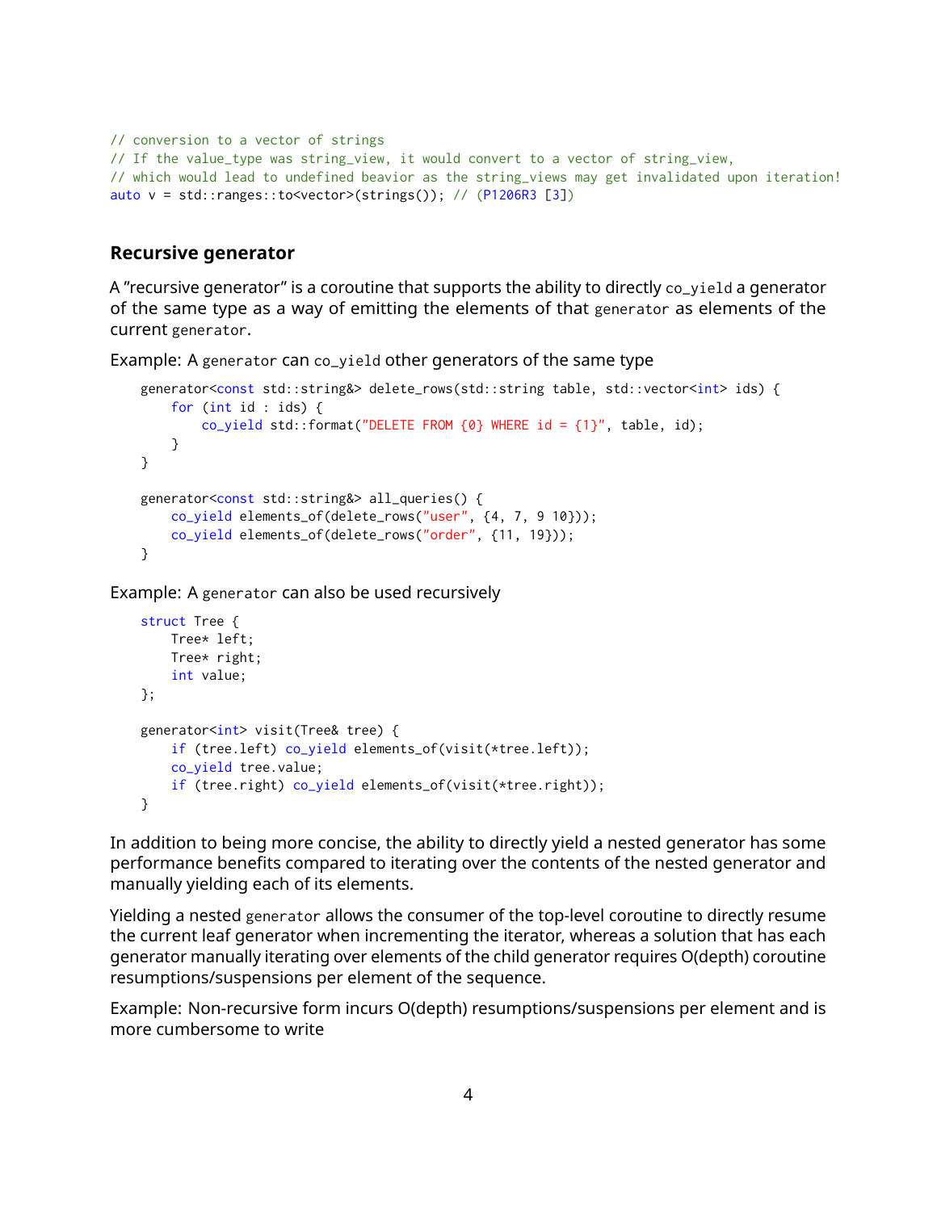```cpp
// conversion to a vector of strings
// If the value_type was string_view, it would convert to a vector of string_view,
// which would lead to undefined beavior as the string_views may get invalidated upon iteration!
auto v = std::ranges::to<vector>(strings()); // (P1206R3 [3])
```

### Recursive generator

A "recursive generator" is a coroutine that supports the ability to directly `co_yield` a generator of the same type as a way of emitting the elements of that `generator` as elements of the current `generator`.

Example: A `generator` can `co_yield` other generators of the same type

```cpp
generator<const std::string&> delete_rows(std::string table, std::vector<int> ids) {
    for (int id : ids) {
        co_yield std::format("DELETE FROM {0} WHERE id = {1}", table, id);
    }
}

generator<const std::string&> all_queries() {
    co_yield elements_of(delete_rows("user", {4, 7, 9 10}));
    co_yield elements_of(delete_rows("order", {11, 19}));
}
```

Example: A `generator` can also be used recursively

```cpp
struct Tree {
    Tree* left;
    Tree* right;
    int value;
};

generator<int> visit(Tree& tree) {
    if (tree.left) co_yield elements_of(visit(*tree.left));
    co_yield tree.value;
    if (tree.right) co_yield elements_of(visit(*tree.right));
}
```

In addition to being more concise, the ability to directly yield a nested generator has some performance benefits compared to iterating over the contents of the nested generator and manually yielding each of its elements.

Yielding a nested `generator` allows the consumer of the top-level coroutine to directly resume the current leaf generator when incrementing the iterator, whereas a solution that has each generator manually iterating over elements of the child generator requires O(depth) coroutine resumptions/suspensions per element of the sequence.

Example: Non-recursive form incurs O(depth) resumptions/suspensions per element and is more cumbersome to write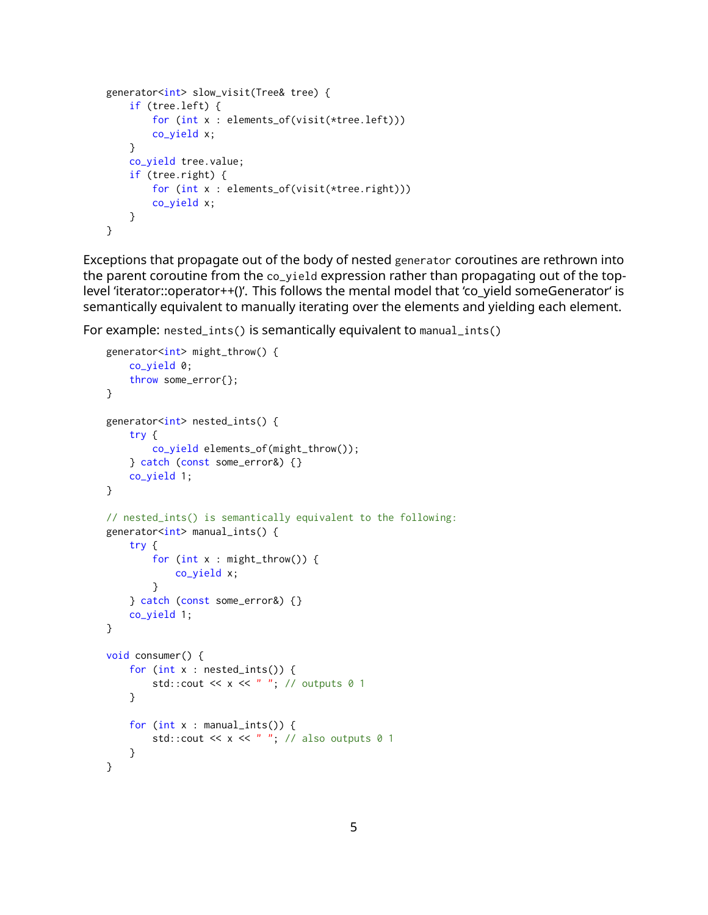```cpp
generator<int> slow_visit(Tree& tree) {
    if (tree.left) {
        for (int x : elements_of(visit(*tree.left)))
        co_yield x;
    }
    co_yield tree.value;
    if (tree.right) {
        for (int x : elements_of(visit(*tree.right)))
        co_yield x;
    }
}
```

Exceptions that propagate out of the body of nested `generator` coroutines are rethrown into the parent coroutine from the `co_yield` expression rather than propagating out of the top-level 'iterator::operator++()'. This follows the mental model that 'co_yield someGenerator' is semantically equivalent to manually iterating over the elements and yielding each element.

For example: `nested_ints()` is semantically equivalent to `manual_ints()`

```cpp
generator<int> might_throw() {
    co_yield 0;
    throw some_error{};
}

generator<int> nested_ints() {
    try {
        co_yield elements_of(might_throw());
    } catch (const some_error&) {}
    co_yield 1;
}

// nested_ints() is semantically equivalent to the following:
generator<int> manual_ints() {
    try {
        for (int x : might_throw()) {
            co_yield x;
        }
    } catch (const some_error&) {}
    co_yield 1;
}

void consumer() {
    for (int x : nested_ints()) {
        std::cout << x << " "; // outputs 0 1
    }

    for (int x : manual_ints()) {
        std::cout << x << " "; // also outputs 0 1
    }
}
```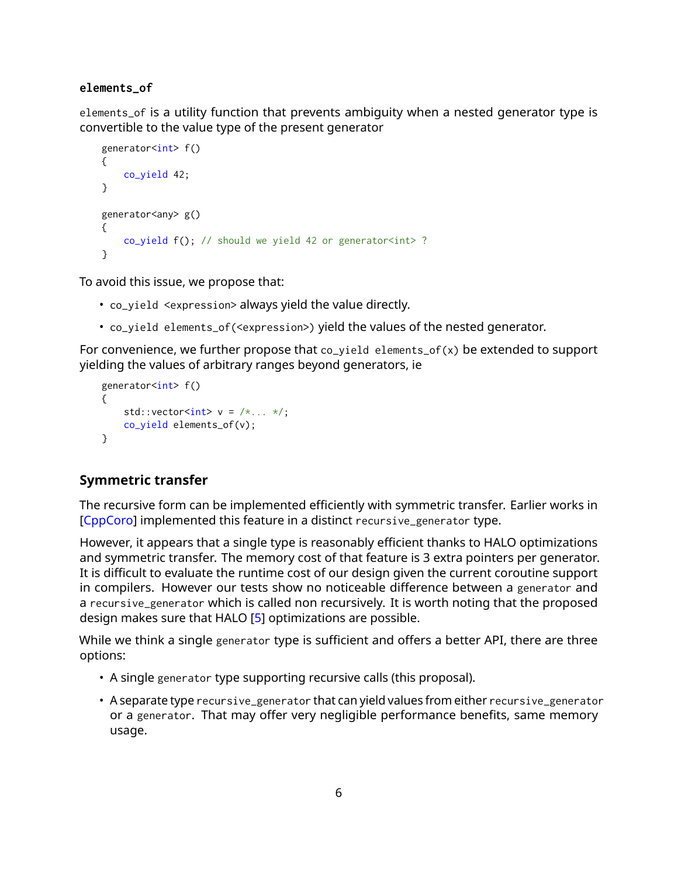#### `elements_of`

`elements_of` is a utility function that prevents ambiguity when a nested generator type is convertible to the value type of the present generator

```
generator<int> f()
{
    co_yield 42;
}

generator<any> g()
{
    co_yield f(); // should we yield 42 or generator<int> ?
}
```

To avoid this issue, we propose that:

- `co_yield <expression>` always yield the value directly.
- `co_yield elements_of(<expression>)` yield the values of the nested generator.

For convenience, we further propose that `co_yield elements_of(x)` be extended to support yielding the values of arbitrary ranges beyond generators, ie

```
generator<int> f()
{
    std::vector<int> v = /*... */;
    co_yield elements_of(v);
}
```

### Symmetric transfer

The recursive form can be implemented efficiently with symmetric transfer. Earlier works in [CppCoro] implemented this feature in a distinct `recursive_generator` type.

However, it appears that a single type is reasonably efficient thanks to HALO optimizations and symmetric transfer. The memory cost of that feature is 3 extra pointers per generator. It is difficult to evaluate the runtime cost of our design given the current coroutine support in compilers. However our tests show no noticeable difference between a `generator` and a `recursive_generator` which is called non recursively. It is worth noting that the proposed design makes sure that HALO [5] optimizations are possible.

While we think a single `generator` type is sufficient and offers a better API, there are three options:

- A single `generator` type supporting recursive calls (this proposal).
- A separate type `recursive_generator` that can yield values from either `recursive_generator` or a `generator`. That may offer very negligible performance benefits, same memory usage.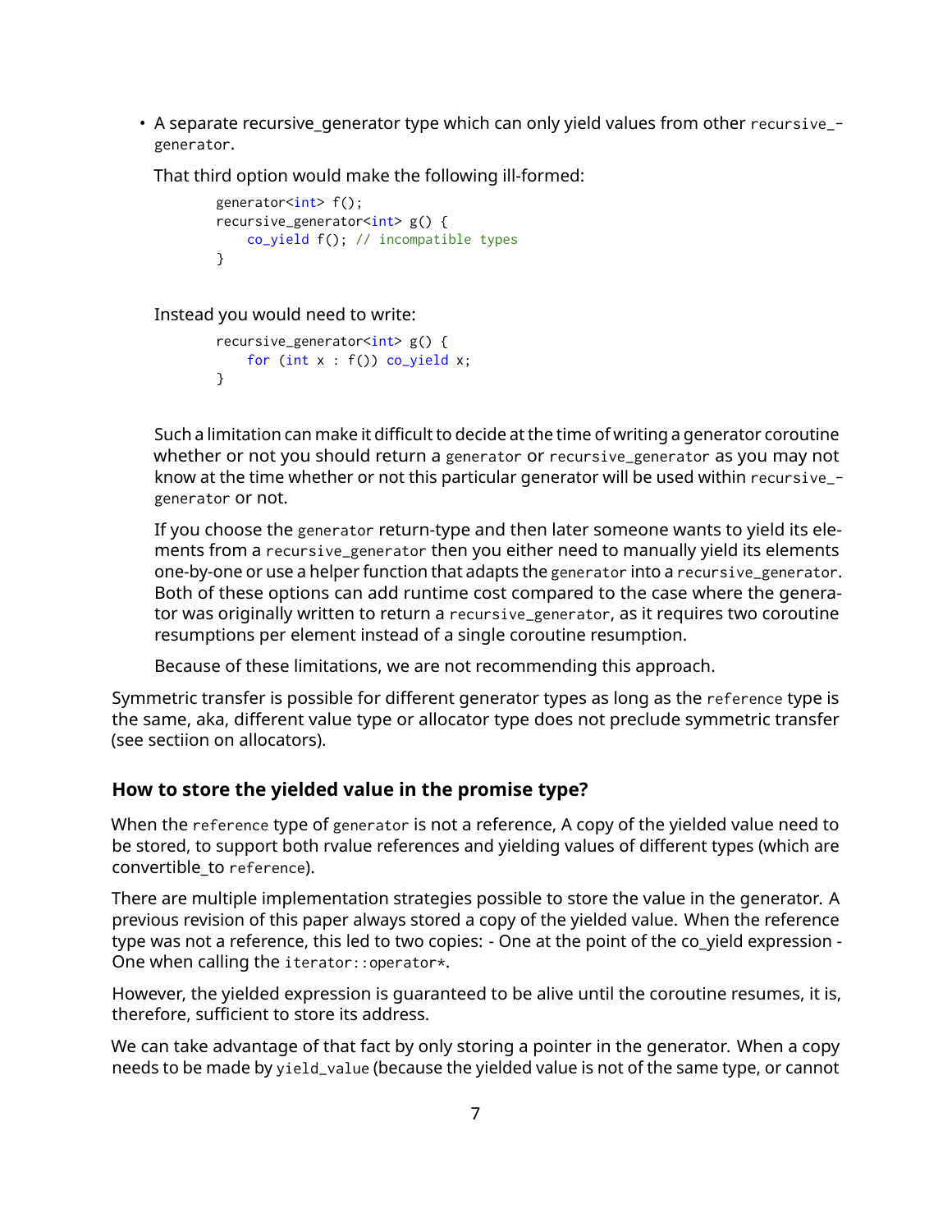- A separate recursive_generator type which can only yield values from other `recursive_generator`.

  That third option would make the following ill-formed:

  ```
  generator<int> f();
  recursive_generator<int> g() {
      co_yield f(); // incompatible types
  }
  ```

  Instead you would need to write:

  ```
  recursive_generator<int> g() {
      for (int x : f()) co_yield x;
  }
  ```

  Such a limitation can make it difficult to decide at the time of writing a generator coroutine whether or not you should return a `generator` or `recursive_generator` as you may not know at the time whether or not this particular generator will be used within `recursive_generator` or not.

  If you choose the `generator` return-type and then later someone wants to yield its elements from a `recursive_generator` then you either need to manually yield its elements one-by-one or use a helper function that adapts the `generator` into a `recursive_generator`. Both of these options can add runtime cost compared to the case where the generator was originally written to return a `recursive_generator`, as it requires two coroutine resumptions per element instead of a single coroutine resumption.

  Because of these limitations, we are not recommending this approach.

Symmetric transfer is possible for different generator types as long as the `reference` type is the same, aka, different value type or allocator type does not preclude symmetric transfer (see sectiion on allocators).

### How to store the yielded value in the promise type?

When the `reference` type of `generator` is not a reference, A copy of the yielded value need to be stored, to support both rvalue references and yielding values of different types (which are convertible_to `reference`).

There are multiple implementation strategies possible to store the value in the generator. A previous revision of this paper always stored a copy of the yielded value. When the reference type was not a reference, this led to two copies: - One at the point of the co_yield expression - One when calling the `iterator::operator*`.

However, the yielded expression is guaranteed to be alive until the coroutine resumes, it is, therefore, sufficient to store its address.

We can take advantage of that fact by only storing a pointer in the generator. When a copy needs to be made by `yield_value` (because the yielded value is not of the same type, or cannot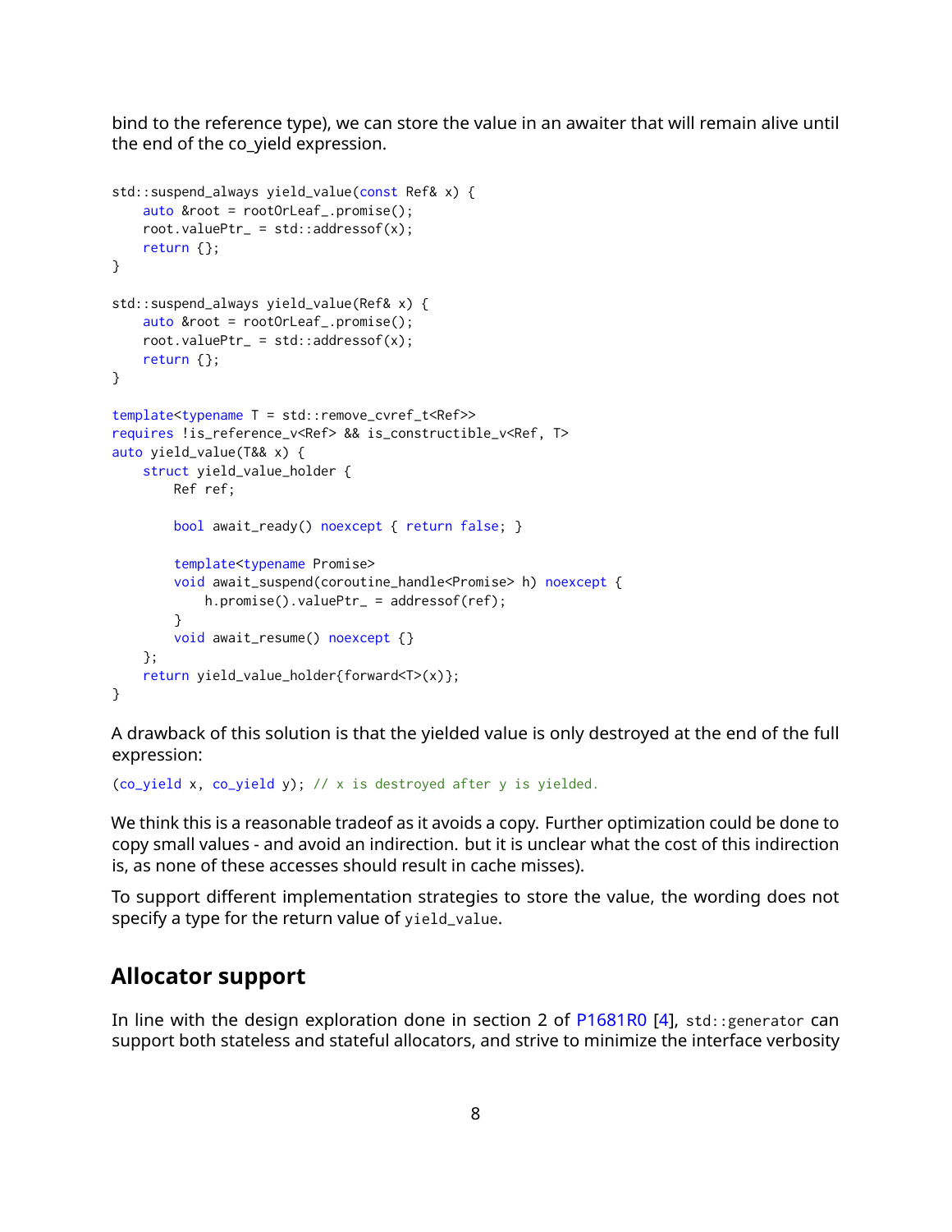bind to the reference type), we can store the value in an awaiter that will remain alive until the end of the co_yield expression.

```
std::suspend_always yield_value(const Ref& x) {
    auto &root = rootOrLeaf_.promise();
    root.valuePtr_ = std::addressof(x);
    return {};
}

std::suspend_always yield_value(Ref& x) {
    auto &root = rootOrLeaf_.promise();
    root.valuePtr_ = std::addressof(x);
    return {};
}

template<typename T = std::remove_cvref_t<Ref>>
requires !is_reference_v<Ref> && is_constructible_v<Ref, T>
auto yield_value(T&& x) {
    struct yield_value_holder {
        Ref ref;

        bool await_ready() noexcept { return false; }

        template<typename Promise>
        void await_suspend(coroutine_handle<Promise> h) noexcept {
            h.promise().valuePtr_ = addressof(ref);
        }
        void await_resume() noexcept {}
    };
    return yield_value_holder{forward<T>(x)};
}
```

A drawback of this solution is that the yielded value is only destroyed at the end of the full expression:

```
(co_yield x, co_yield y); // x is destroyed after y is yielded.
```

We think this is a reasonable tradeof as it avoids a copy. Further optimization could be done to copy small values - and avoid an indirection. but it is unclear what the cost of this indirection is, as none of these accesses should result in cache misses).

To support different implementation strategies to store the value, the wording does not specify a type for the return value of `yield_value`.

## Allocator support

In line with the design exploration done in section 2 of P1681R0 [4], `std::generator` can support both stateless and stateful allocators, and strive to minimize the interface verbosity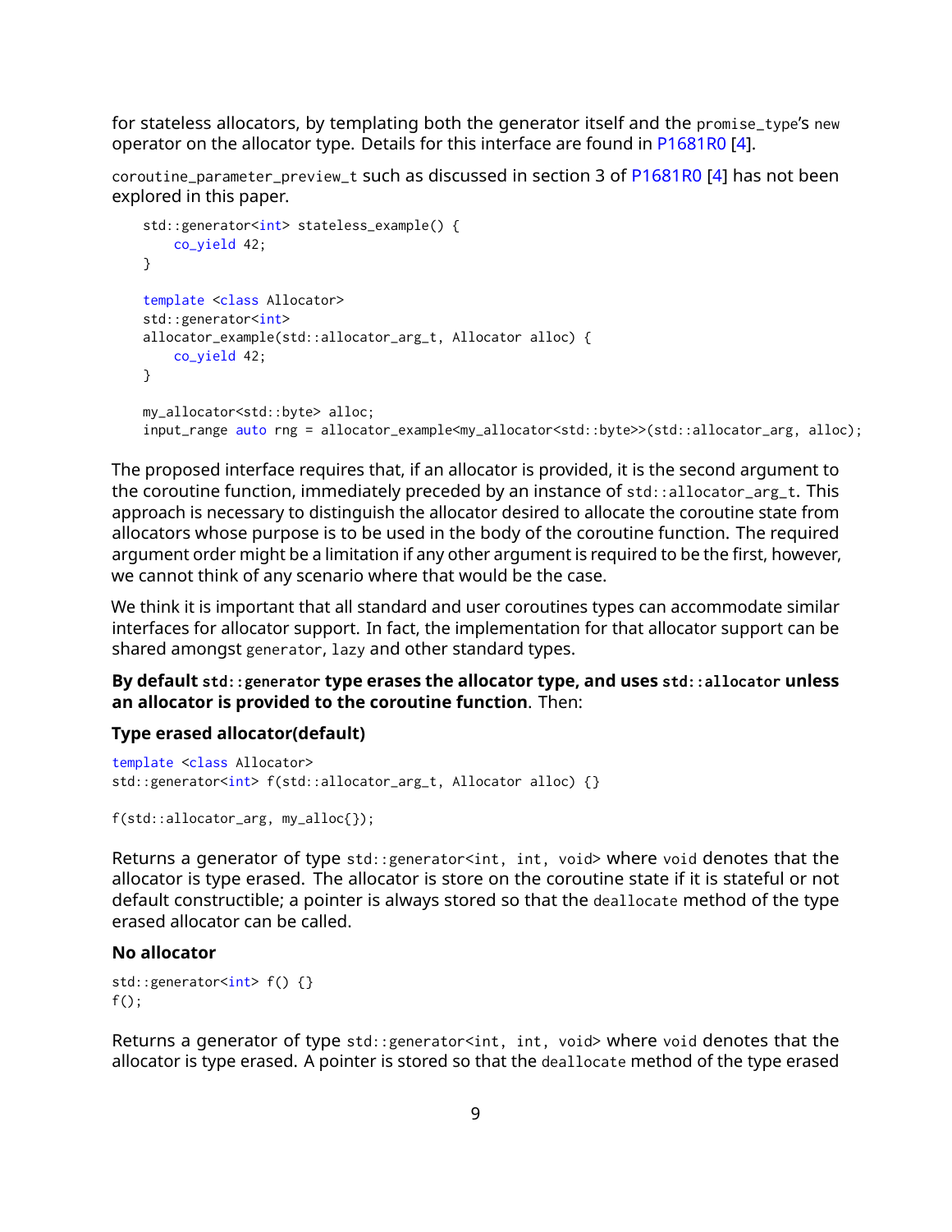for stateless allocators, by templating both the generator itself and the `promise_type`'s `new` operator on the allocator type. Details for this interface are found in P1681R0 [4].

`coroutine_parameter_preview_t` such as discussed in section 3 of P1681R0 [4] has not been explored in this paper.

```
std::generator<int> stateless_example() {
    co_yield 42;
}

template <class Allocator>
std::generator<int>
allocator_example(std::allocator_arg_t, Allocator alloc) {
    co_yield 42;
}

my_allocator<std::byte> alloc;
input_range auto rng = allocator_example<my_allocator<std::byte>>(std::allocator_arg, alloc);
```

The proposed interface requires that, if an allocator is provided, it is the second argument to the coroutine function, immediately preceded by an instance of `std::allocator_arg_t`. This approach is necessary to distinguish the allocator desired to allocate the coroutine state from allocators whose purpose is to be used in the body of the coroutine function. The required argument order might be a limitation if any other argument is required to be the first, however, we cannot think of any scenario where that would be the case.

We think it is important that all standard and user coroutines types can accommodate similar interfaces for allocator support. In fact, the implementation for that allocator support can be shared amongst `generator`, `lazy` and other standard types.

**By default `std::generator` type erases the allocator type, and uses `std::allocator` unless an allocator is provided to the coroutine function**. Then:

**Type erased allocator(default)**

```
template <class Allocator>
std::generator<int> f(std::allocator_arg_t, Allocator alloc) {}

f(std::allocator_arg, my_alloc{});
```

Returns a generator of type `std::generator<int, int, void>` where `void` denotes that the allocator is type erased. The allocator is store on the coroutine state if it is stateful or not default constructible; a pointer is always stored so that the `deallocate` method of the type erased allocator can be called.

**No allocator**

```
std::generator<int> f() {}
f();
```

Returns a generator of type `std::generator<int, int, void>` where `void` denotes that the allocator is type erased. A pointer is stored so that the `deallocate` method of the type erased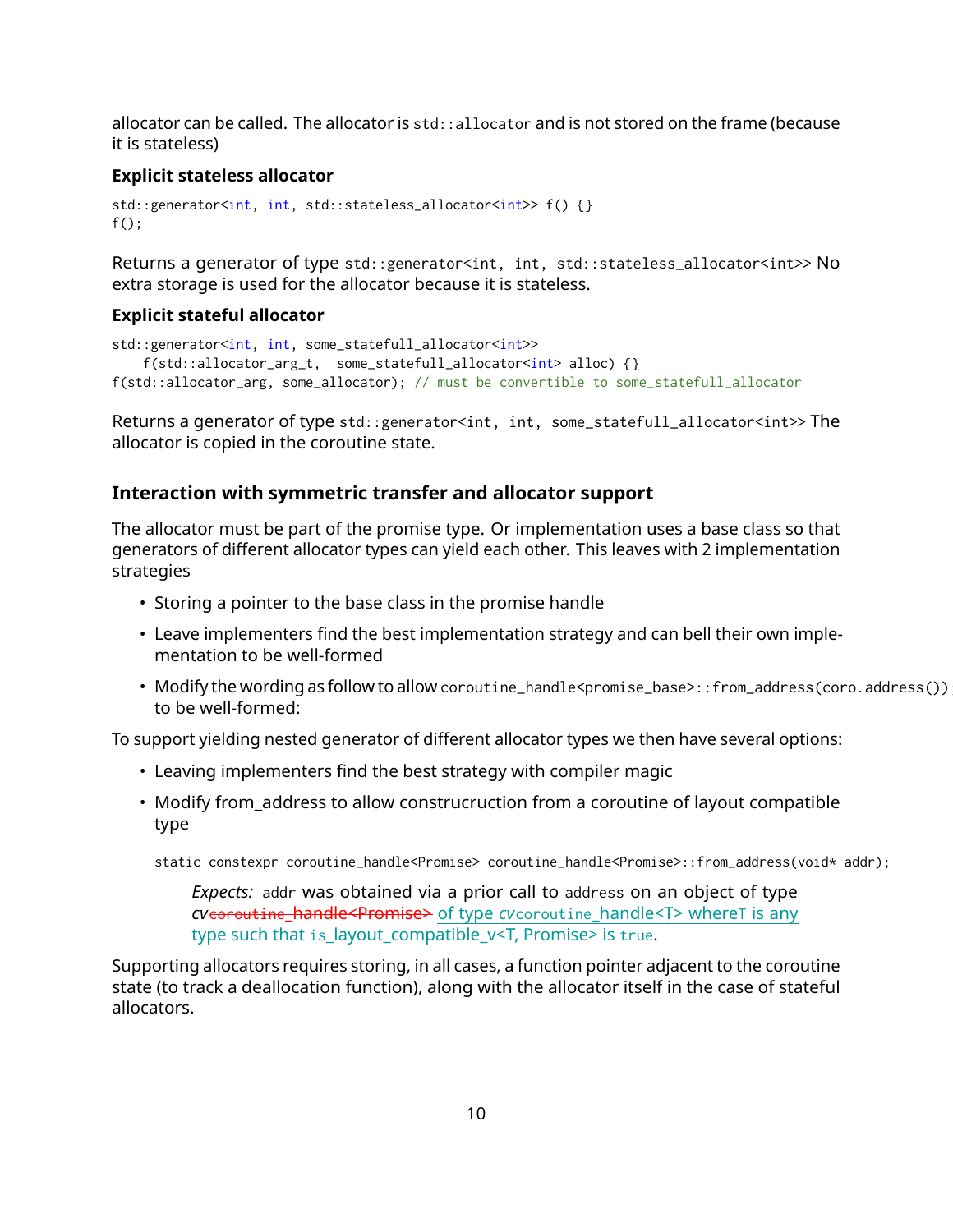allocator can be called. The allocator is `std::allocator` and is not stored on the frame (because it is stateless)

#### Explicit stateless allocator

```
std::generator<int, int, std::stateless_allocator<int>> f() {}
f();
```

Returns a generator of type `std::generator<int, int, std::stateless_allocator<int>>` No extra storage is used for the allocator because it is stateless.

#### Explicit stateful allocator

```
std::generator<int, int, some_statefull_allocator<int>>
    f(std::allocator_arg_t,  some_statefull_allocator<int> alloc) {}
f(std::allocator_arg, some_allocator); // must be convertible to some_statefull_allocator
```

Returns a generator of type `std::generator<int, int, some_statefull_allocator<int>>` The allocator is copied in the coroutine state.

### Interaction with symmetric transfer and allocator support

The allocator must be part of the promise type. Or implementation uses a base class so that generators of different allocator types can yield each other. This leaves with 2 implementation strategies

- Storing a pointer to the base class in the promise handle
- Leave implementers find the best implementation strategy and can bell their own implementation to be well-formed
- Modify the wording as follow to allow `coroutine_handle<promise_base>::from_address(coro.address())` to be well-formed:

To support yielding nested generator of different allocator types we then have several options:

- Leaving implementers find the best strategy with compiler magic
- Modify from_address to allow construcruction from a coroutine of layout compatible type

```
static constexpr coroutine_handle<Promise> coroutine_handle<Promise>::from_address(void* addr);
```

> *Expects:* `addr` was obtained via a prior call to `address` on an object of type *cv* ~~coroutine_handle<Promise>~~ of type *cv* `coroutine_handle<T>` where `T` is any type such that `is_layout_compatible_v<T, Promise>` is `true`.

Supporting allocators requires storing, in all cases, a function pointer adjacent to the coroutine state (to track a deallocation function), along with the allocator itself in the case of stateful allocators.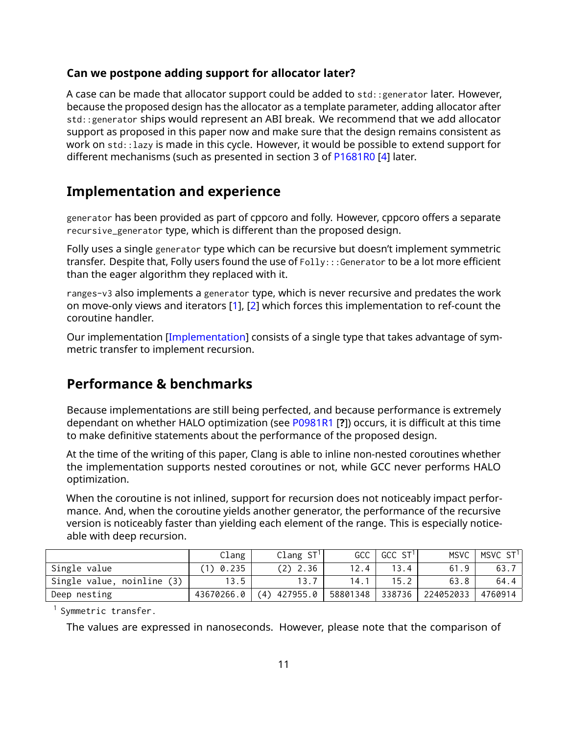### Can we postpone adding support for allocator later?

A case can be made that allocator support could be added to `std::generator` later. However, because the proposed design has the allocator as a template parameter, adding allocator after `std::generator` ships would represent an ABI break. We recommend that we add allocator support as proposed in this paper now and make sure that the design remains consistent as work on `std::lazy` is made in this cycle. However, it would be possible to extend support for different mechanisms (such as presented in section 3 of P1681R0 [4] later.

## Implementation and experience

`generator` has been provided as part of cppcoro and folly. However, cppcoro offers a separate `recursive_generator` type, which is different than the proposed design.

Folly uses a single `generator` type which can be recursive but doesn't implement symmetric transfer. Despite that, Folly users found the use of `Folly:::Generator` to be a lot more efficient than the eager algorithm they replaced with it.

`ranges-v3` also implements a `generator` type, which is never recursive and predates the work on move-only views and iterators [1], [2] which forces this implementation to ref-count the coroutine handler.

Our implementation [Implementation] consists of a single type that takes advantage of symmetric transfer to implement recursion.

## Performance & benchmarks

Because implementations are still being perfected, and because performance is extremely dependant on whether HALO optimization (see P0981R1 [?]) occurs, it is difficult at this time to make definitive statements about the performance of the proposed design.

At the time of the writing of this paper, Clang is able to inline non-nested coroutines whether the implementation supports nested coroutines or not, while GCC never performs HALO optimization.

When the coroutine is not inlined, support for recursion does not noticeably impact performance. And, when the coroutine yields another generator, the performance of the recursive version is noticeably faster than yielding each element of the range. This is especially noticeable with deep recursion.

| | Clang | Clang ST[1] | GCC | GCC ST[1] | MSVC | MSVC ST[1] |
|---|---|---|---|---|---|---|
| Single value | (1) 0.235 | (2) 2.36 | 12.4 | 13.4 | 61.9 | 63.7 |
| Single value, noinline (3) | 13.5 | 13.7 | 14.1 | 15.2 | 63.8 | 64.4 |
| Deep nesting | 43670266.0 | (4) 427955.0 | 58801348 | 338736 | 224052033 | 4760914 |

[1] Symmetric transfer.

The values are expressed in nanoseconds. However, please note that the comparison of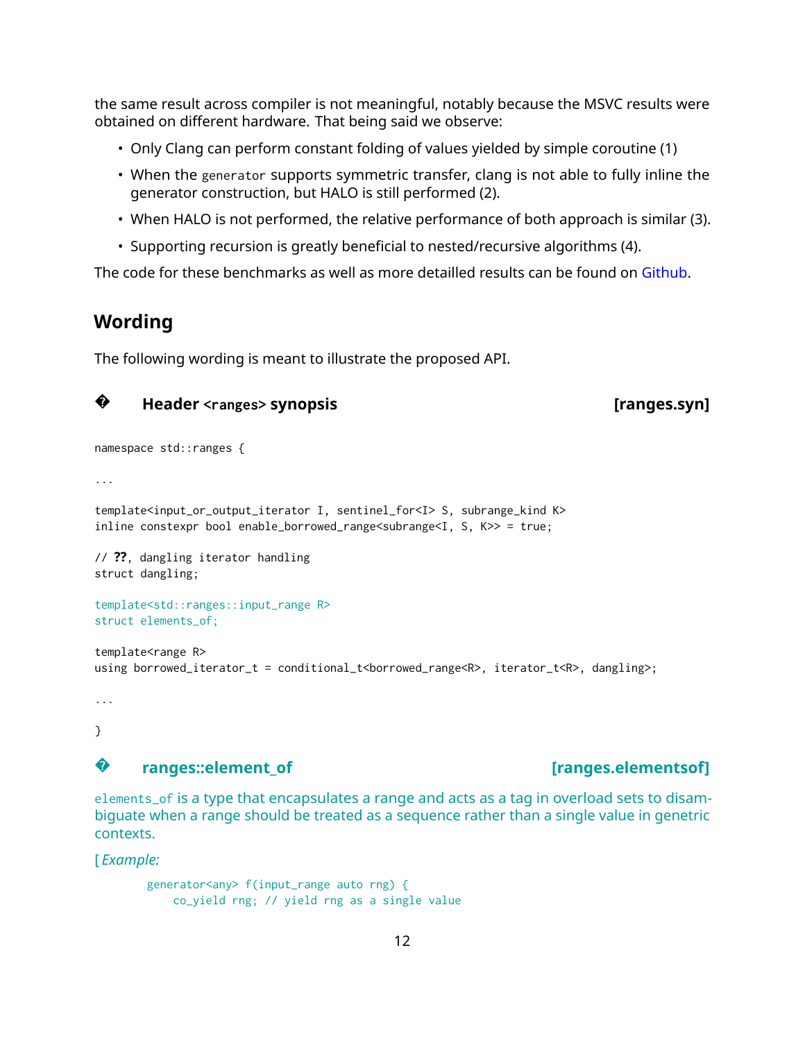the same result across compiler is not meaningful, notably because the MSVC results were obtained on different hardware. That being said we observe:

- Only Clang can perform constant folding of values yielded by simple coroutine (1)
- When the `generator` supports symmetric transfer, clang is not able to fully inline the generator construction, but HALO is still performed (2).
- When HALO is not performed, the relative performance of both approach is similar (3).
- Supporting recursion is greatly beneficial to nested/recursive algorithms (4).

The code for these benchmarks as well as more detailled results can be found on Github.

## Wording

The following wording is meant to illustrate the proposed API.

### � Header `<ranges>` synopsis [ranges.syn]

```
namespace std::ranges {

...

template<input_or_output_iterator I, sentinel_for<I> S, subrange_kind K>
inline constexpr bool enable_borrowed_range<subrange<I, S, K>> = true;

// ??, dangling iterator handling
struct dangling;

template<std::ranges::input_range R>
struct elements_of;

template<range R>
using borrowed_iterator_t = conditional_t<borrowed_range<R>, iterator_t<R>, dangling>;

...

}
```

### � ranges::element_of [ranges.elementsof]

`elements_of` is a type that encapsulates a range and acts as a tag in overload sets to disambiguate when a range should be treated as a sequence rather than a single value in genetric contexts.

[ *Example:*

```
generator<any> f(input_range auto rng) {
    co_yield rng; // yield rng as a single value
```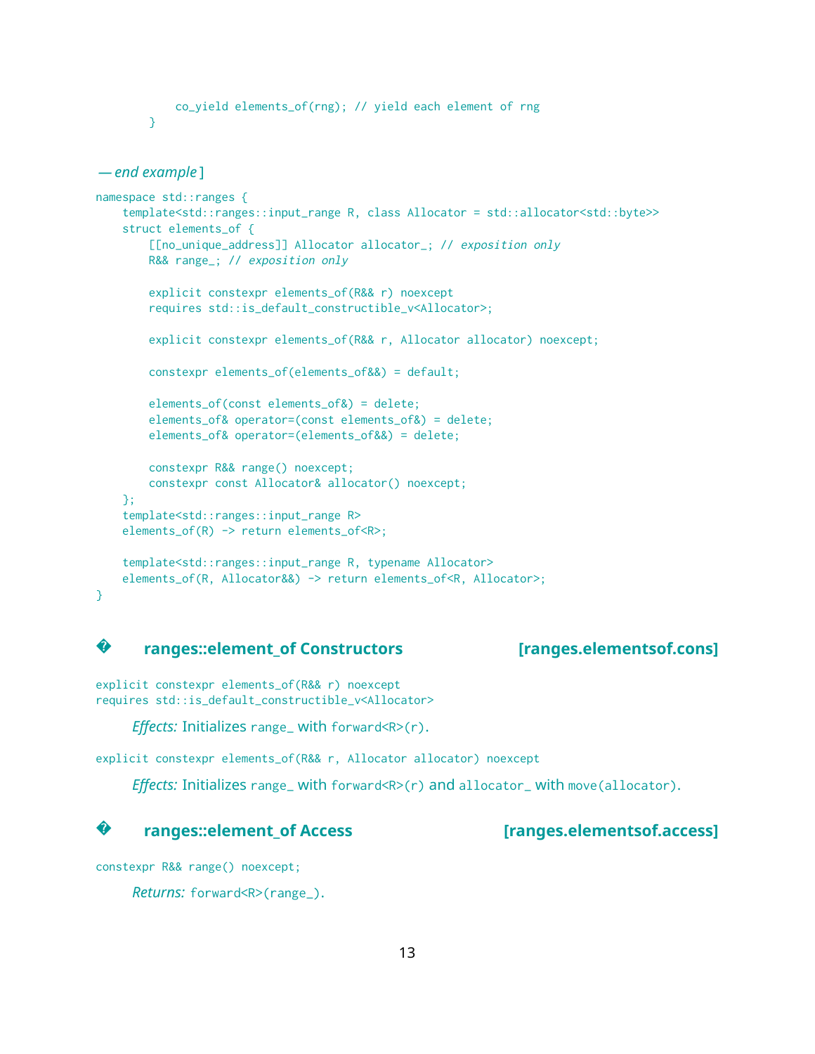```
        co_yield elements_of(rng); // yield each element of rng
    }
```

*— end example* ]

```
namespace std::ranges {
    template<std::ranges::input_range R, class Allocator = std::allocator<std::byte>>
    struct elements_of {
        [[no_unique_address]] Allocator allocator_; // exposition only
        R&& range_; // exposition only

        explicit constexpr elements_of(R&& r) noexcept
        requires std::is_default_constructible_v<Allocator>;

        explicit constexpr elements_of(R&& r, Allocator allocator) noexcept;

        constexpr elements_of(elements_of&&) = default;

        elements_of(const elements_of&) = delete;
        elements_of& operator=(const elements_of&) = delete;
        elements_of& operator=(elements_of&&) = delete;

        constexpr R&& range() noexcept;
        constexpr const Allocator& allocator() noexcept;
    };
    template<std::ranges::input_range R>
    elements_of(R) -> return elements_of<R>;

    template<std::ranges::input_range R, typename Allocator>
    elements_of(R, Allocator&&) -> return elements_of<R, Allocator>;
}
```

## � ranges::element_of Constructors [ranges.elementsof.cons]

```
explicit constexpr elements_of(R&& r) noexcept
requires std::is_default_constructible_v<Allocator>
```

*Effects:* Initializes `range_` with `forward<R>(r)`.

```
explicit constexpr elements_of(R&& r, Allocator allocator) noexcept
```

*Effects:* Initializes `range_` with `forward<R>(r)` and `allocator_` with `move(allocator)`.

## � ranges::element_of Access [ranges.elementsof.access]

```
constexpr R&& range() noexcept;
```

*Returns:* `forward<R>(range_)`.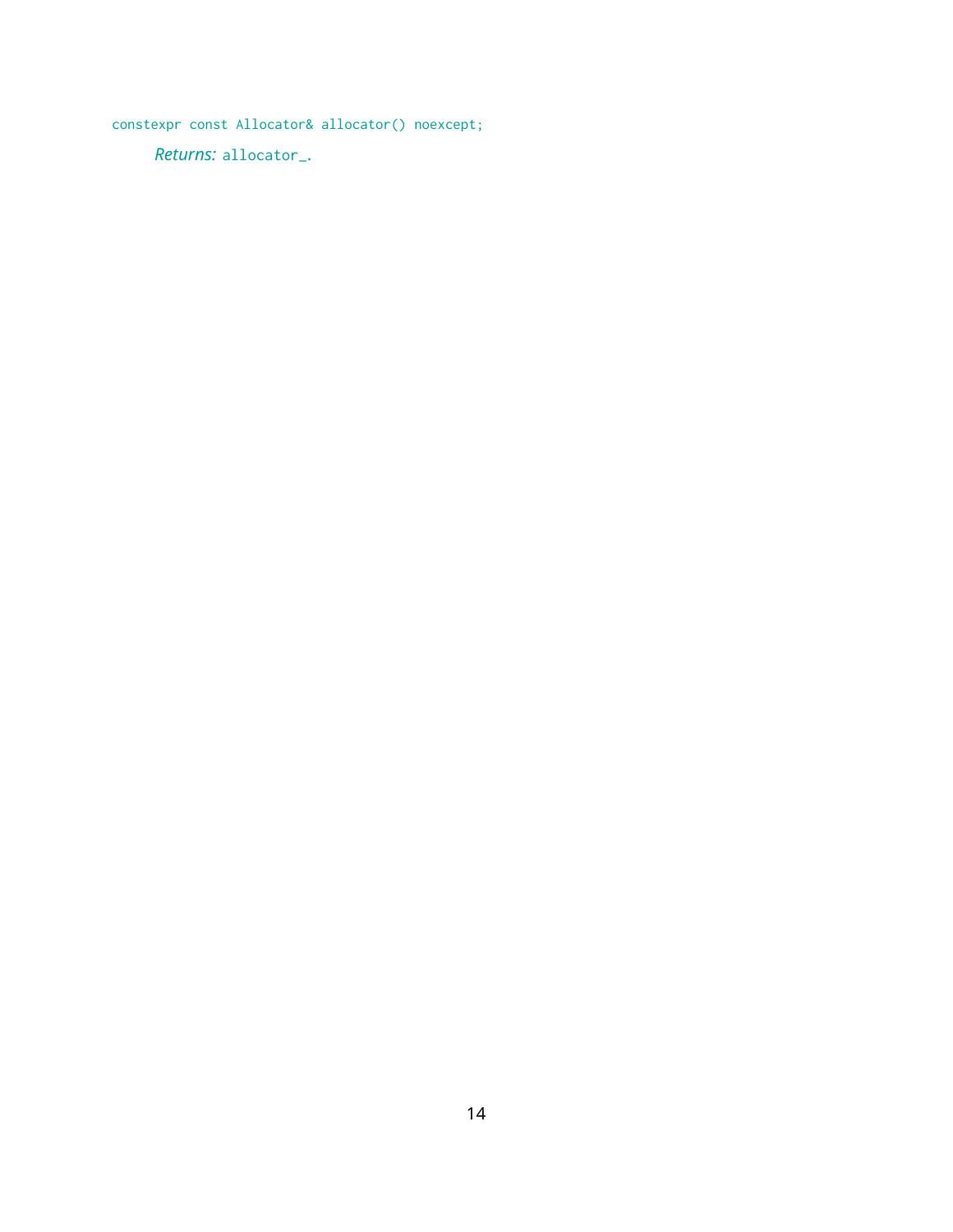```
constexpr const Allocator& allocator() noexcept;
```

*Returns:* `allocator_`.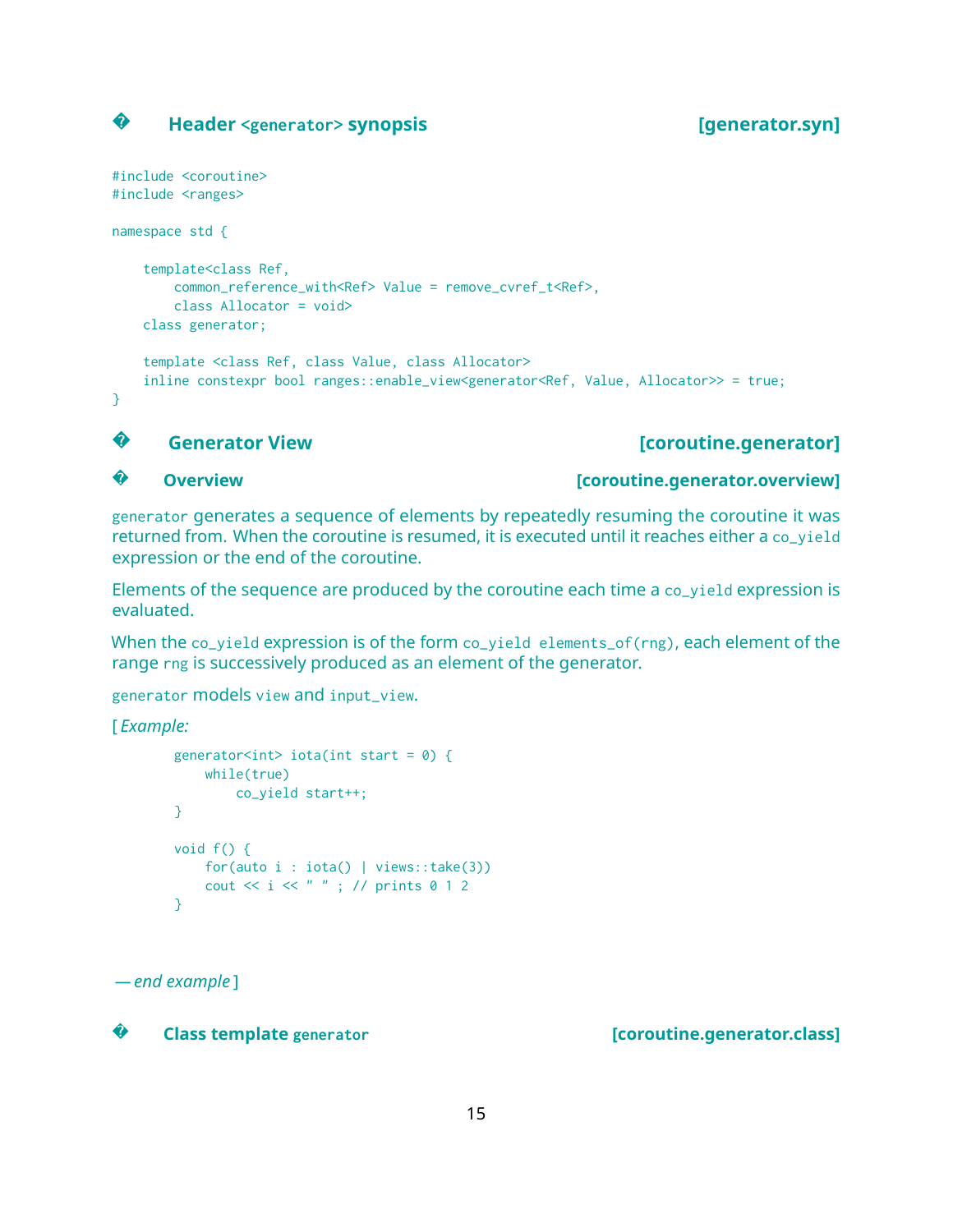## Header `<generator>` synopsis [generator.syn]

```
#include <coroutine>
#include <ranges>

namespace std {

    template<class Ref,
        common_reference_with<Ref> Value = remove_cvref_t<Ref>,
        class Allocator = void>
    class generator;

    template <class Ref, class Value, class Allocator>
    inline constexpr bool ranges::enable_view<generator<Ref, Value, Allocator>> = true;
}
```

## Generator View [coroutine.generator]

### Overview [coroutine.generator.overview]

`generator` generates a sequence of elements by repeatedly resuming the coroutine it was returned from. When the coroutine is resumed, it is executed until it reaches either a `co_yield` expression or the end of the coroutine.

Elements of the sequence are produced by the coroutine each time a `co_yield` expression is evaluated.

When the `co_yield` expression is of the form `co_yield elements_of(rng)`, each element of the range `rng` is successively produced as an element of the generator.

`generator` models `view` and `input_view`.

[ *Example:*

```
generator<int> iota(int start = 0) {
    while(true)
        co_yield start++;
}

void f() {
    for(auto i : iota() | views::take(3))
    cout << i << " " ; // prints 0 1 2
}
```

*— end example* ]

### Class template `generator` [coroutine.generator.class]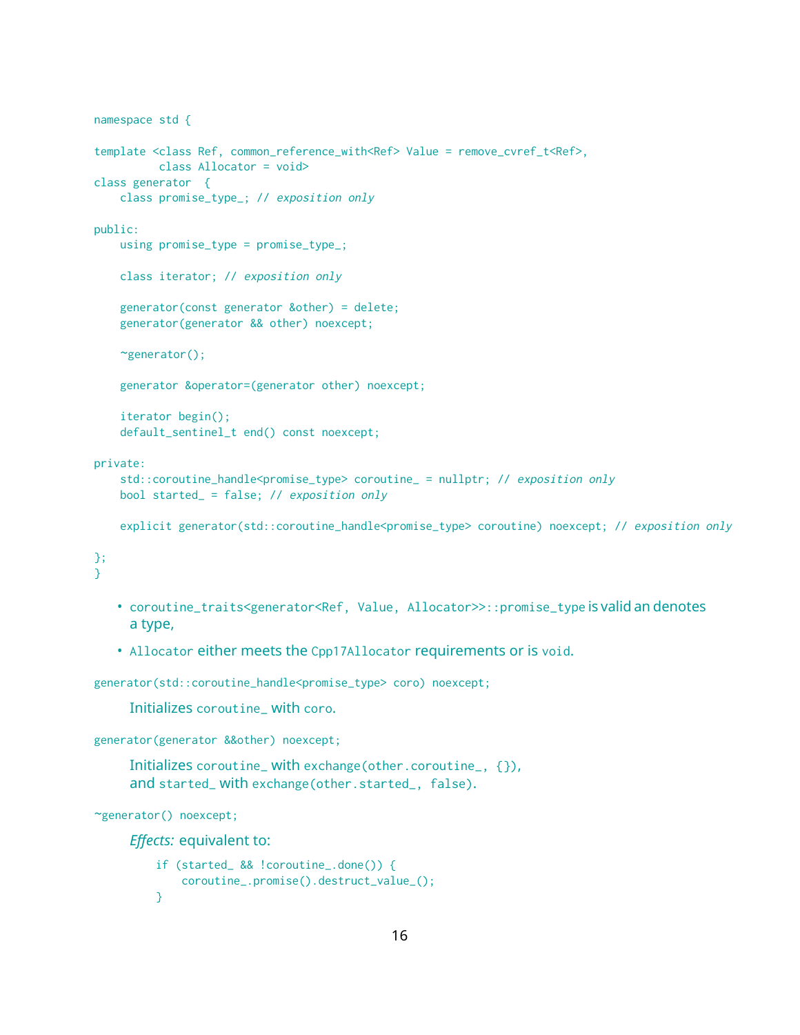```
namespace std {

template <class Ref, common_reference_with<Ref> Value = remove_cvref_t<Ref>,
          class Allocator = void>
class generator  {
    class promise_type_; // exposition only

public:
    using promise_type = promise_type_;

    class iterator; // exposition only

    generator(const generator &other) = delete;
    generator(generator && other) noexcept;

    ~generator();

    generator &operator=(generator other) noexcept;

    iterator begin();
    default_sentinel_t end() const noexcept;

private:
    std::coroutine_handle<promise_type> coroutine_ = nullptr; // exposition only
    bool started_ = false; // exposition only

    explicit generator(std::coroutine_handle<promise_type> coroutine) noexcept; // exposition only

};
}
```

- `coroutine_traits<generator<Ref, Value, Allocator>>::promise_type` is valid an denotes a type,
- `Allocator` either meets the `Cpp17Allocator` requirements or is `void`.

```
generator(std::coroutine_handle<promise_type> coro) noexcept;
```

Initializes `coroutine_` with `coro`.

```
generator(generator &&other) noexcept;
```

Initializes `coroutine_` with `exchange(other.coroutine_, {})`, and `started_` with `exchange(other.started_, false)`.

```
~generator() noexcept;
```

*Effects:* equivalent to:

```
if (started_ && !coroutine_.done()) {
    coroutine_.promise().destruct_value_();
}
```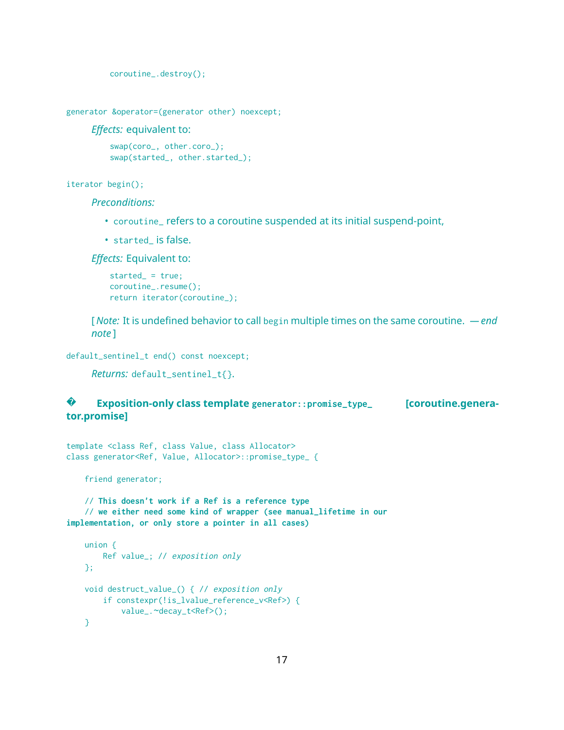```
        coroutine_.destroy();
```

```
generator &operator=(generator other) noexcept;
```

*Effects:* equivalent to:

```
swap(coro_, other.coro_);
swap(started_, other.started_);
```

```
iterator begin();
```

*Preconditions:*

- `coroutine_` refers to a coroutine suspended at its initial suspend-point,
- `started_` is false.

*Effects:* Equivalent to:

```
started_ = true;
coroutine_.resume();
return iterator(coroutine_);
```

[ *Note:* It is undefined behavior to call `begin` multiple times on the same coroutine. — *end note* ]

```
default_sentinel_t end() const noexcept;
```

*Returns:* `default_sentinel_t{}`.

### � Exposition-only class template `generator::promise_type_` [coroutine.generator.promise]

```
template <class Ref, class Value, class Allocator>
class generator<Ref, Value, Allocator>::promise_type_ {

    friend generator;

    // This doesn't work if a Ref is a reference type
    // we either need some kind of wrapper (see manual_lifetime in our
implementation, or only store a pointer in all cases)

    union {
        Ref value_; // exposition only
    };

    void destruct_value_() { // exposition only
        if constexpr(!is_lvalue_reference_v<Ref>) {
            value_.~decay_t<Ref>();
    }
```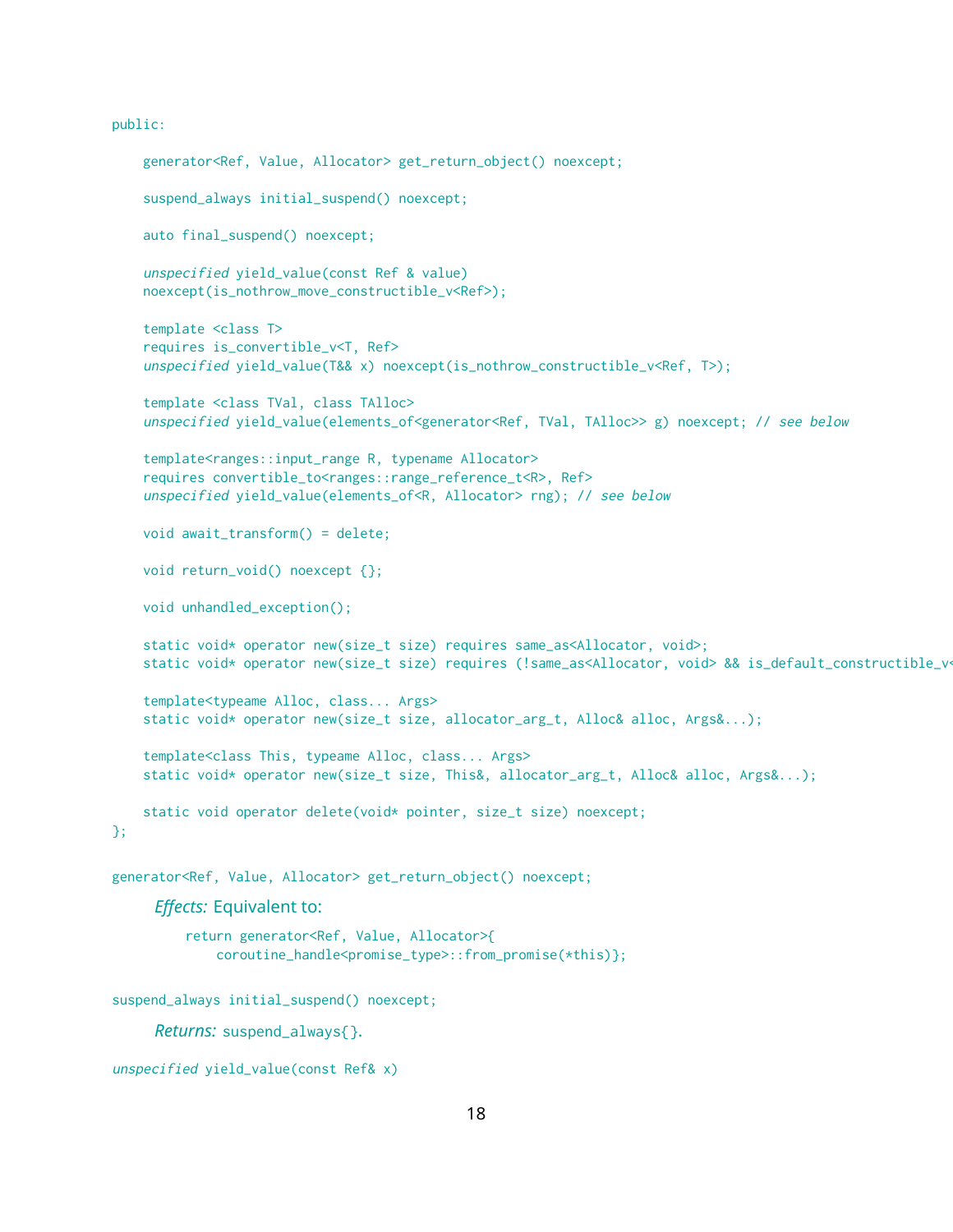```
public:

    generator<Ref, Value, Allocator> get_return_object() noexcept;

    suspend_always initial_suspend() noexcept;

    auto final_suspend() noexcept;

    unspecified yield_value(const Ref & value)
    noexcept(is_nothrow_move_constructible_v<Ref>);

    template <class T>
    requires is_convertible_v<T, Ref>
    unspecified yield_value(T&& x) noexcept(is_nothrow_constructible_v<Ref, T>);

    template <class TVal, class TAlloc>
    unspecified yield_value(elements_of<generator<Ref, TVal, TAlloc>> g) noexcept; // see below

    template<ranges::input_range R, typename Allocator>
    requires convertible_to<ranges::range_reference_t<R>, Ref>
    unspecified yield_value(elements_of<R, Allocator> rng); // see below

    void await_transform() = delete;

    void return_void() noexcept {};

    void unhandled_exception();

    static void* operator new(size_t size) requires same_as<Allocator, void>;
    static void* operator new(size_t size) requires (!same_as<Allocator, void> && is_default_constructible_v<

    template<typeame Alloc, class... Args>
    static void* operator new(size_t size, allocator_arg_t, Alloc& alloc, Args&...);

    template<class This, typeame Alloc, class... Args>
    static void* operator new(size_t size, This&, allocator_arg_t, Alloc& alloc, Args&...);

    static void operator delete(void* pointer, size_t size) noexcept;
};
```

```
generator<Ref, Value, Allocator> get_return_object() noexcept;
```

*Effects:* Equivalent to:

```
return generator<Ref, Value, Allocator>{
    coroutine_handle<promise_type>::from_promise(*this)};
```

```
suspend_always initial_suspend() noexcept;
```

*Returns:* `suspend_always{}`.

```
unspecified yield_value(const Ref& x)
```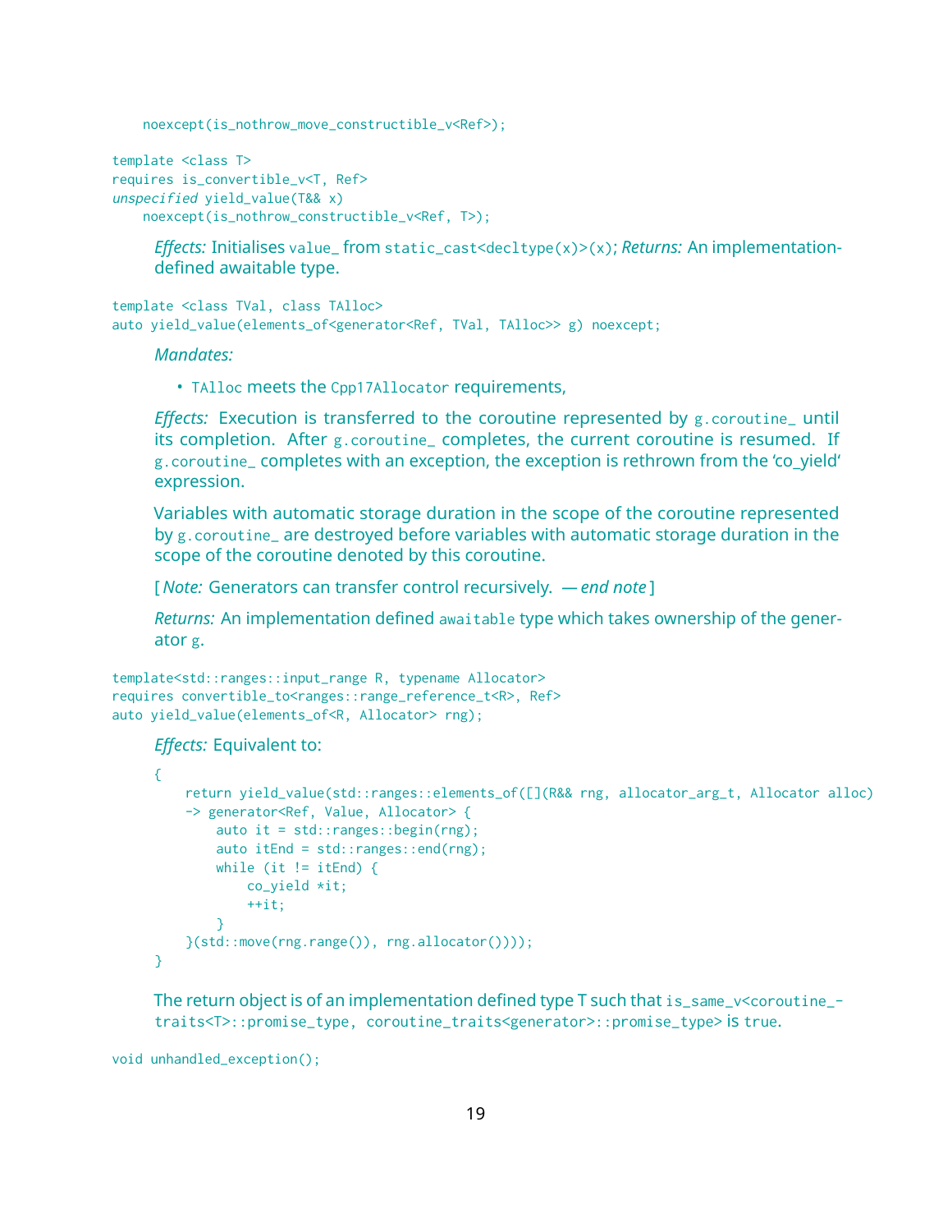```
    noexcept(is_nothrow_move_constructible_v<Ref>);

template <class T>
requires is_convertible_v<T, Ref>
unspecified yield_value(T&& x)
    noexcept(is_nothrow_constructible_v<Ref, T>);
```

*Effects:* Initialises `value_` from `static_cast<decltype(x)>(x)`; *Returns:* An implementation-defined awaitable type.

```
template <class TVal, class TAlloc>
auto yield_value(elements_of<generator<Ref, TVal, TAlloc>> g) noexcept;
```

*Mandates:*

- `TAlloc` meets the `Cpp17Allocator` requirements,

*Effects:* Execution is transferred to the coroutine represented by `g.coroutine_` until its completion. After `g.coroutine_` completes, the current coroutine is resumed. If `g.coroutine_` completes with an exception, the exception is rethrown from the 'co_yield' expression.

Variables with automatic storage duration in the scope of the coroutine represented by `g.coroutine_` are destroyed before variables with automatic storage duration in the scope of the coroutine denoted by this coroutine.

[ *Note:* Generators can transfer control recursively. — *end note* ]

*Returns:* An implementation defined `awaitable` type which takes ownership of the generator `g`.

```
template<std::ranges::input_range R, typename Allocator>
requires convertible_to<ranges::range_reference_t<R>, Ref>
auto yield_value(elements_of<R, Allocator> rng);
```

*Effects:* Equivalent to:

```
{
    return yield_value(std::ranges::elements_of([](R&& rng, allocator_arg_t, Allocator alloc)
    -> generator<Ref, Value, Allocator> {
        auto it = std::ranges::begin(rng);
        auto itEnd = std::ranges::end(rng);
        while (it != itEnd) {
            co_yield *it;
            ++it;
        }
    }(std::move(rng.range()), rng.allocator())));
}
```

The return object is of an implementation defined type T such that `is_same_v<coroutine_traits<T>::promise_type, coroutine_traits<generator>::promise_type>` is `true`.

```
void unhandled_exception();
```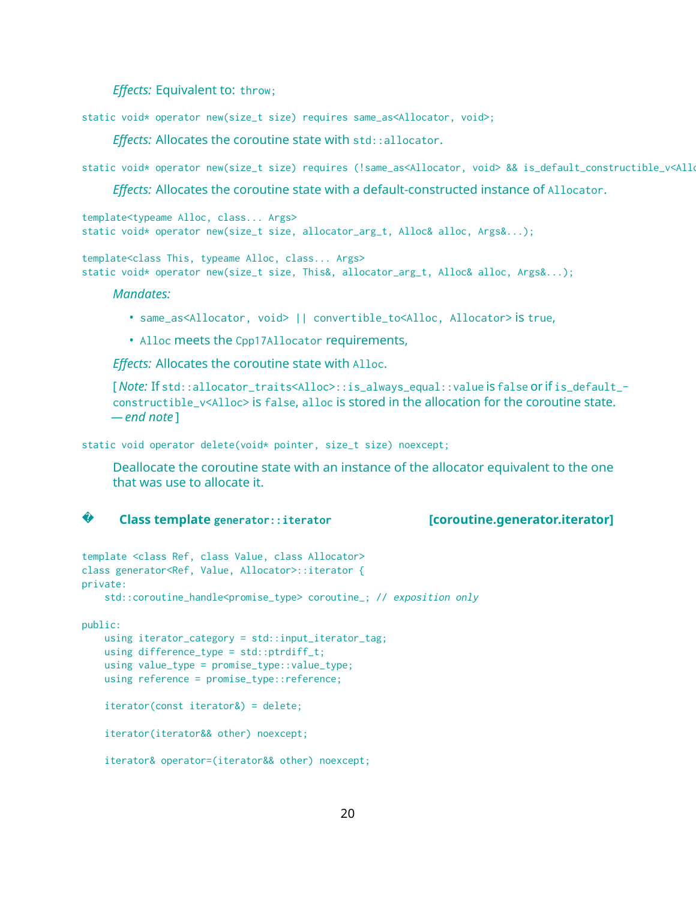*Effects:* Equivalent to: `throw;`

```
static void* operator new(size_t size) requires same_as<Allocator, void>;
```

*Effects:* Allocates the coroutine state with `std::allocator`.

```
static void* operator new(size_t size) requires (!same_as<Allocator, void> && is_default_constructible_v<Allo
```

*Effects:* Allocates the coroutine state with a default-constructed instance of `Allocator`.

```
template<typeame Alloc, class... Args>
static void* operator new(size_t size, allocator_arg_t, Alloc& alloc, Args&...);

template<class This, typeame Alloc, class... Args>
static void* operator new(size_t size, This&, allocator_arg_t, Alloc& alloc, Args&...);
```

*Mandates:*

- `same_as<Allocator, void> || convertible_to<Alloc, Allocator>` is `true`,
- `Alloc` meets the `Cpp17Allocator` requirements,

*Effects:* Allocates the coroutine state with `Alloc`.

[ *Note:* If `std::allocator_traits<Alloc>::is_always_equal::value` is `false` or if `is_default_constructible_v<Alloc>` is `false`, `alloc` is stored in the allocation for the coroutine state. — *end note* ]

```
static void operator delete(void* pointer, size_t size) noexcept;
```

Deallocate the coroutine state with an instance of the allocator equivalent to the one that was use to allocate it.

## � Class template `generator::iterator` [coroutine.generator.iterator]

```
template <class Ref, class Value, class Allocator>
class generator<Ref, Value, Allocator>::iterator {
private:
    std::coroutine_handle<promise_type> coroutine_; // exposition only

public:
    using iterator_category = std::input_iterator_tag;
    using difference_type = std::ptrdiff_t;
    using value_type = promise_type::value_type;
    using reference = promise_type::reference;

    iterator(const iterator&) = delete;

    iterator(iterator&& other) noexcept;

    iterator& operator=(iterator&& other) noexcept;
```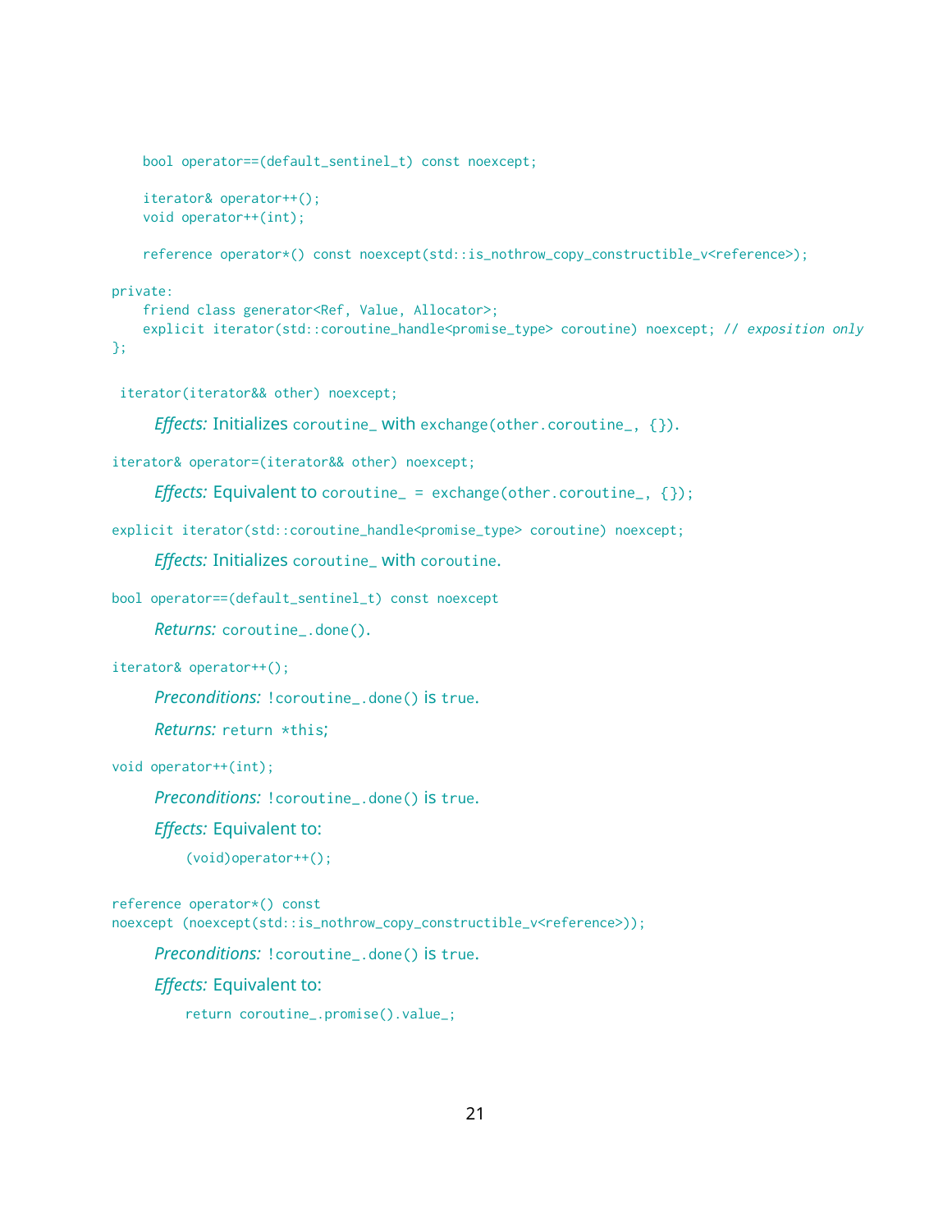```
    bool operator==(default_sentinel_t) const noexcept;

    iterator& operator++();
    void operator++(int);

    reference operator*() const noexcept(std::is_nothrow_copy_constructible_v<reference>);

private:
    friend class generator<Ref, Value, Allocator>;
    explicit iterator(std::coroutine_handle<promise_type> coroutine) noexcept; // exposition only
};
```

`iterator(iterator&& other) noexcept;`

> *Effects:* Initializes `coroutine_` with `exchange(other.coroutine_, {})`.

`iterator& operator=(iterator&& other) noexcept;`

> *Effects:* Equivalent to `coroutine_ = exchange(other.coroutine_, {});`

`explicit iterator(std::coroutine_handle<promise_type> coroutine) noexcept;`

> *Effects:* Initializes `coroutine_` with `coroutine`.

`bool operator==(default_sentinel_t) const noexcept`

> *Returns:* `coroutine_.done()`.

`iterator& operator++();`

> *Preconditions:* `!coroutine_.done()` is `true`.
>
> *Returns:* `return *this;`

`void operator++(int);`

> *Preconditions:* `!coroutine_.done()` is `true`.
>
> *Effects:* Equivalent to:
>
> ```
> (void)operator++();
> ```

```
reference operator*() const
noexcept (noexcept(std::is_nothrow_copy_constructible_v<reference>));
```

> *Preconditions:* `!coroutine_.done()` is `true`.
>
> *Effects:* Equivalent to:
>
> ```
> return coroutine_.promise().value_;
> ```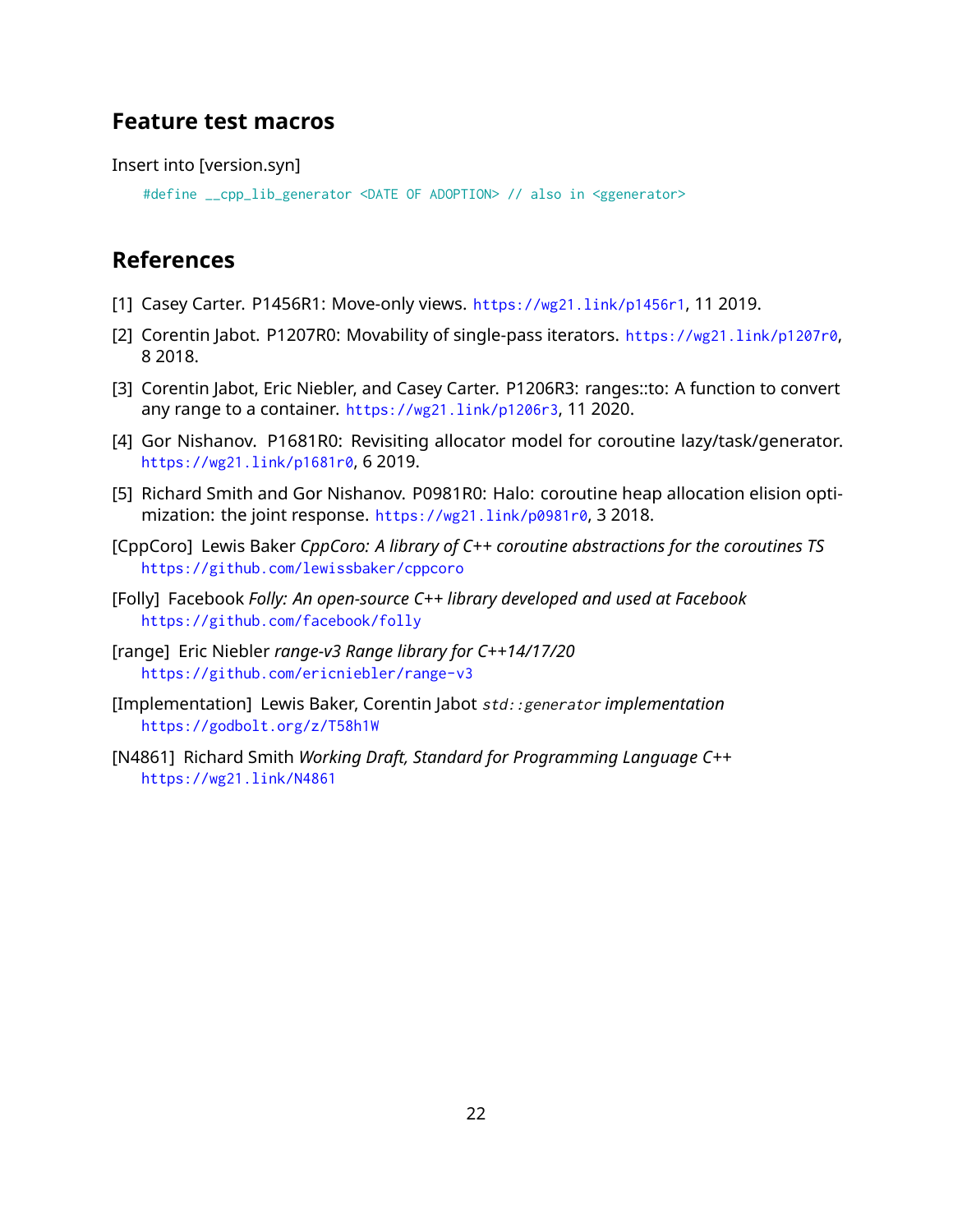## Feature test macros

Insert into [version.syn]

```
#define __cpp_lib_generator <DATE OF ADOPTION> // also in <ggenerator>
```

## References

[1] Casey Carter. P1456R1: Move-only views. https://wg21.link/p1456r1, 11 2019.

[2] Corentin Jabot. P1207R0: Movability of single-pass iterators. https://wg21.link/p1207r0, 8 2018.

[3] Corentin Jabot, Eric Niebler, and Casey Carter. P1206R3: ranges::to: A function to convert any range to a container. https://wg21.link/p1206r3, 11 2020.

[4] Gor Nishanov. P1681R0: Revisiting allocator model for coroutine lazy/task/generator. https://wg21.link/p1681r0, 6 2019.

[5] Richard Smith and Gor Nishanov. P0981R0: Halo: coroutine heap allocation elision optimization: the joint response. https://wg21.link/p0981r0, 3 2018.

[CppCoro] Lewis Baker *CppCoro: A library of C++ coroutine abstractions for the coroutines TS* https://github.com/lewissbaker/cppcoro

[Folly] Facebook *Folly: An open-source C++ library developed and used at Facebook* https://github.com/facebook/folly

[range] Eric Niebler *range-v3 Range library for C++14/17/20* https://github.com/ericniebler/range-v3

[Implementation] Lewis Baker, Corentin Jabot `std::generator` *implementation* https://godbolt.org/z/T58h1W

[N4861] Richard Smith *Working Draft, Standard for Programming Language C++* https://wg21.link/N4861